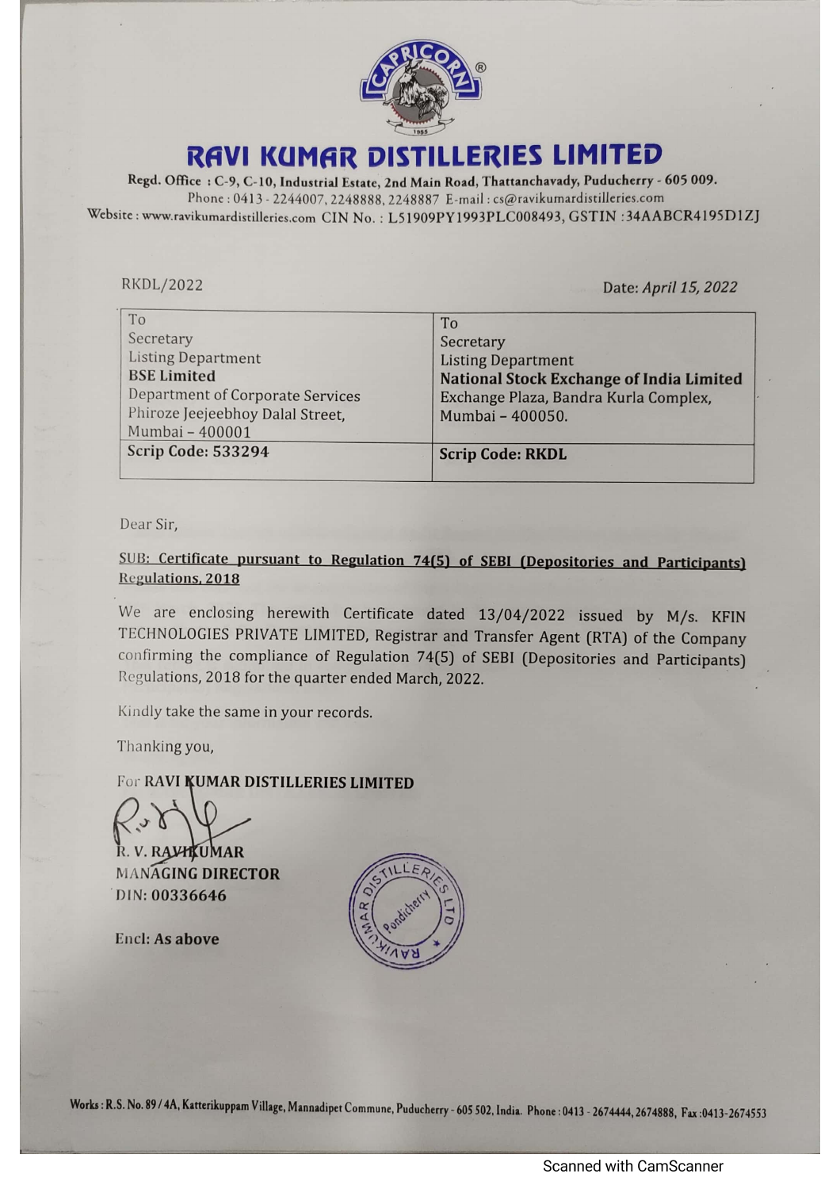# RAVI KUMAR DISTILLERIES LIMITED

Regd. Office : C-9, C-10, Industrial Estate, 2nd Main Road, Thattanchavady, Puducherry - 605 009.
Phone : 0413 - 2244007, 2248888, 2248887 E-mail : cs@ravikumardistilleries.com
Website : www.ravikumardistilleries.com CIN No. : L51909PY1993PLC008493, GSTIN :34AABCR4195D1ZJ

RKDL/2022

Date: *April 15, 2022*

| To<br>Secretary<br>Listing Department<br>**BSE Limited**<br>Department of Corporate Services<br>Phiroze Jeejeebhoy Dalal Street,<br>Mumbai – 400001 | To<br>Secretary<br>Listing Department<br>**National Stock Exchange of India Limited**<br>Exchange Plaza, Bandra Kurla Complex,<br>Mumbai – 400050. |
|---|---|
| **Scrip Code: 533294** | **Scrip Code: RKDL** |

Dear Sir,

**SUB: Certificate pursuant to Regulation 74(5) of SEBI (Depositories and Participants) Regulations, 2018**

We are enclosing herewith Certificate dated 13/04/2022 issued by M/s. KFIN TECHNOLOGIES PRIVATE LIMITED, Registrar and Transfer Agent (RTA) of the Company confirming the compliance of Regulation 74(5) of SEBI (Depositories and Participants) Regulations, 2018 for the quarter ended March, 2022.

Kindly take the same in your records.

Thanking you,

For **RAVI KUMAR DISTILLERIES LIMITED**

**R. V. RAVIKUMAR**
**MANAGING DIRECTOR**
**DIN: 00336646**

**Encl: As above**

Works : R.S. No. 89 / 4A, Katterikuppam Village, Mannadipet Commune, Puducherry - 605 502, India. Phone : 0413 - 2674444, 2674888, Fax :0413-2674553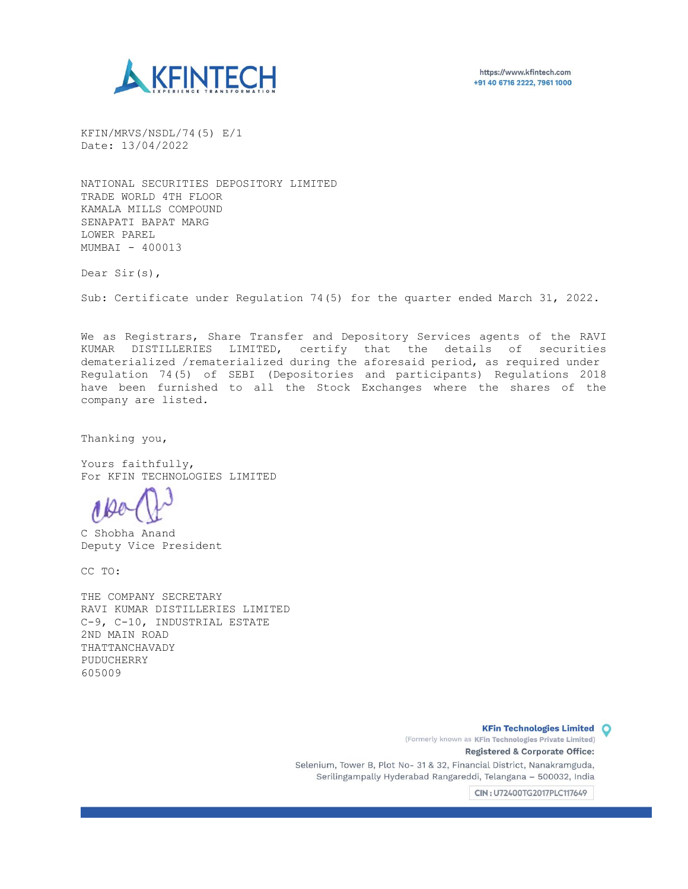**KFINTECH**
EXPERIENCE TRANSFORMATION

https://www.kfintech.com
+91 40 6716 2222, 7961 1000

KFIN/MRVS/NSDL/74(5) E/1
Date: 13/04/2022

NATIONAL SECURITIES DEPOSITORY LIMITED
TRADE WORLD 4TH FLOOR
KAMALA MILLS COMPOUND
SENAPATI BAPAT MARG
LOWER PAREL
MUMBAI - 400013

Dear Sir(s),

Sub: Certificate under Regulation 74(5) for the quarter ended March 31, 2022.

We as Registrars, Share Transfer and Depository Services agents of the RAVI KUMAR DISTILLERIES LIMITED, certify that the details of securities dematerialized /rematerialized during the aforesaid period, as required under Regulation 74(5) of SEBI (Depositories and participants) Regulations 2018 have been furnished to all the Stock Exchanges where the shares of the company are listed.

Thanking you,

Yours faithfully,
For KFIN TECHNOLOGIES LIMITED

C Shobha Anand
Deputy Vice President

CC TO:

THE COMPANY SECRETARY
RAVI KUMAR DISTILLERIES LIMITED
C-9, C-10, INDUSTRIAL ESTATE
2ND MAIN ROAD
THATTANCHAVADY
PUDUCHERRY
605009

**KFin Technologies Limited**
(Formerly known as KFin Technologies Private Limited)
**Registered & Corporate Office:**
Selenium, Tower B, Plot No- 31 & 32, Financial District, Nanakramguda,
Serilingampally Hyderabad Rangareddi, Telangana – 500032, India
CIN : U72400TG2017PLC117649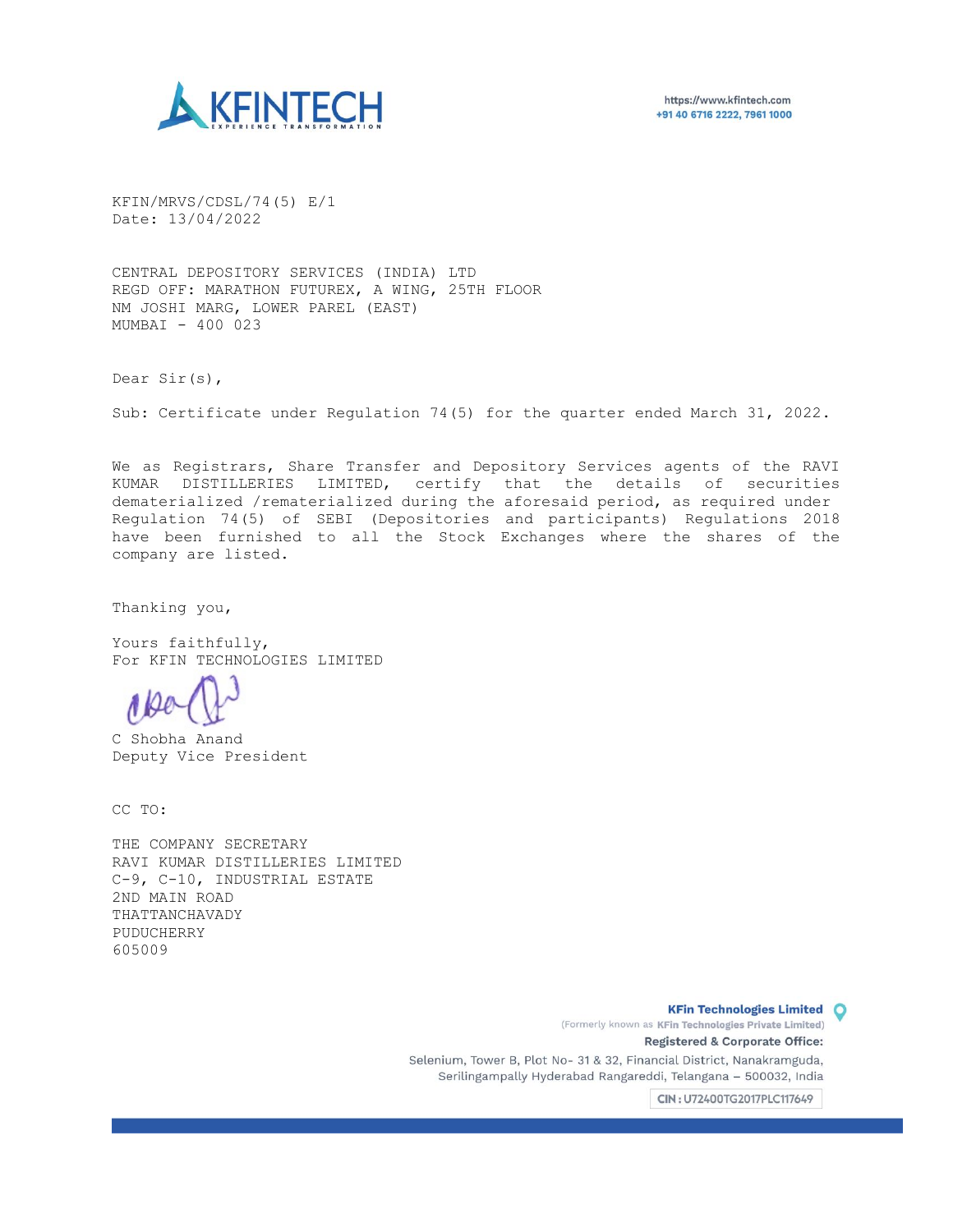KFIN/MRVS/CDSL/74(5) E/1
Date: 13/04/2022

CENTRAL DEPOSITORY SERVICES (INDIA) LTD
REGD OFF: MARATHON FUTUREX, A WING, 25TH FLOOR
NM JOSHI MARG, LOWER PAREL (EAST)
MUMBAI - 400 023

Dear Sir(s),

Sub: Certificate under Regulation 74(5) for the quarter ended March 31, 2022.

We as Registrars, Share Transfer and Depository Services agents of the RAVI KUMAR DISTILLERIES LIMITED, certify that the details of securities dematerialized /rematerialized during the aforesaid period, as required under Regulation 74(5) of SEBI (Depositories and participants) Regulations 2018 have been furnished to all the Stock Exchanges where the shares of the company are listed.

Thanking you,

Yours faithfully,
For KFIN TECHNOLOGIES LIMITED

C Shobha Anand
Deputy Vice President

CC TO:

THE COMPANY SECRETARY
RAVI KUMAR DISTILLERIES LIMITED
C-9, C-10, INDUSTRIAL ESTATE
2ND MAIN ROAD
THATTANCHAVADY
PUDUCHERRY
605009